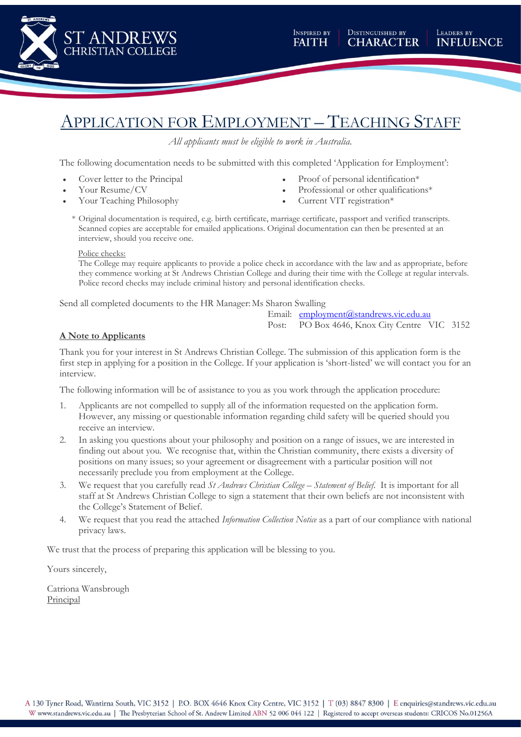# APPLICATION FOR EMPLOYMENT – TEACHING STAFF

*All applicants must be eligible to work in Australia.*

The following documentation needs to be submitted with this completed 'Application for Employment':

- Cover letter to the Principal
- Your Resume/CV
- Your Teaching Philosophy
- Proof of personal identification*
- Professional or other qualifications*
- Current VIT registration*

\* Original documentation is required, e.g. birth certificate, marriage certificate, passport and verified transcripts. Scanned copies are acceptable for emailed applications. Original documentation can then be presented at an interview, should you receive one.

Police checks:
The College may require applicants to provide a police check in accordance with the law and as appropriate, before they commence working at St Andrews Christian College and during their time with the College at regular intervals. Police record checks may include criminal history and personal identification checks.

Send all completed documents to the HR Manager: Ms Sharon Swalling

Email: employment@standrews.vic.edu.au
Post: PO Box 4646, Knox City Centre VIC 3152

**A Note to Applicants**

Thank you for your interest in St Andrews Christian College. The submission of this application form is the first step in applying for a position in the College. If your application is 'short-listed' we will contact you for an interview.

The following information will be of assistance to you as you work through the application procedure:

1. Applicants are not compelled to supply all of the information requested on the application form. However, any missing or questionable information regarding child safety will be queried should you receive an interview.
2. In asking you questions about your philosophy and position on a range of issues, we are interested in finding out about you. We recognise that, within the Christian community, there exists a diversity of positions on many issues; so your agreement or disagreement with a particular position will not necessarily preclude you from employment at the College.
3. We request that you carefully read *St Andrews Christian College – Statement of Belief.* It is important for all staff at St Andrews Christian College to sign a statement that their own beliefs are not inconsistent with the College's Statement of Belief.
4. We request that you read the attached *Information Collection Notice* as a part of our compliance with national privacy laws.

We trust that the process of preparing this application will be blessing to you.

Yours sincerely,

Catriona Wansbrough
Principal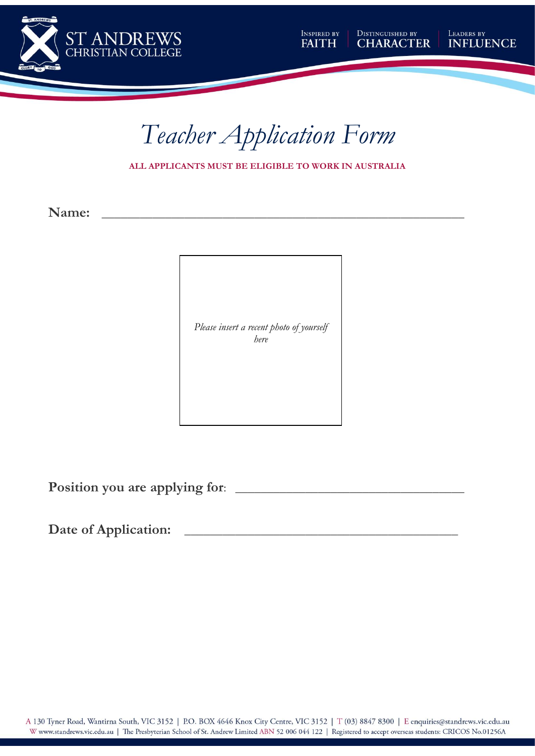# Teacher Application Form

**ALL APPLICANTS MUST BE ELIGIBLE TO WORK IN AUSTRALIA**

**Name:** ______________________________________________________

*Please insert a recent photo of yourself here*

**Position you are applying for**: ______________________________

**Date of Application:** ________________________________________

A 130 Tyner Road, Wantirna South, VIC 3152 | P.O. BOX 4646 Knox City Centre, VIC 3152 | T (03) 8847 8300 | E enquiries@standrews.vic.edu.au
W www.standrews.vic.edu.au | The Presbyterian School of St. Andrew Limited ABN 52 006 044 122 | Registered to accept overseas students: CRICOS No.01256A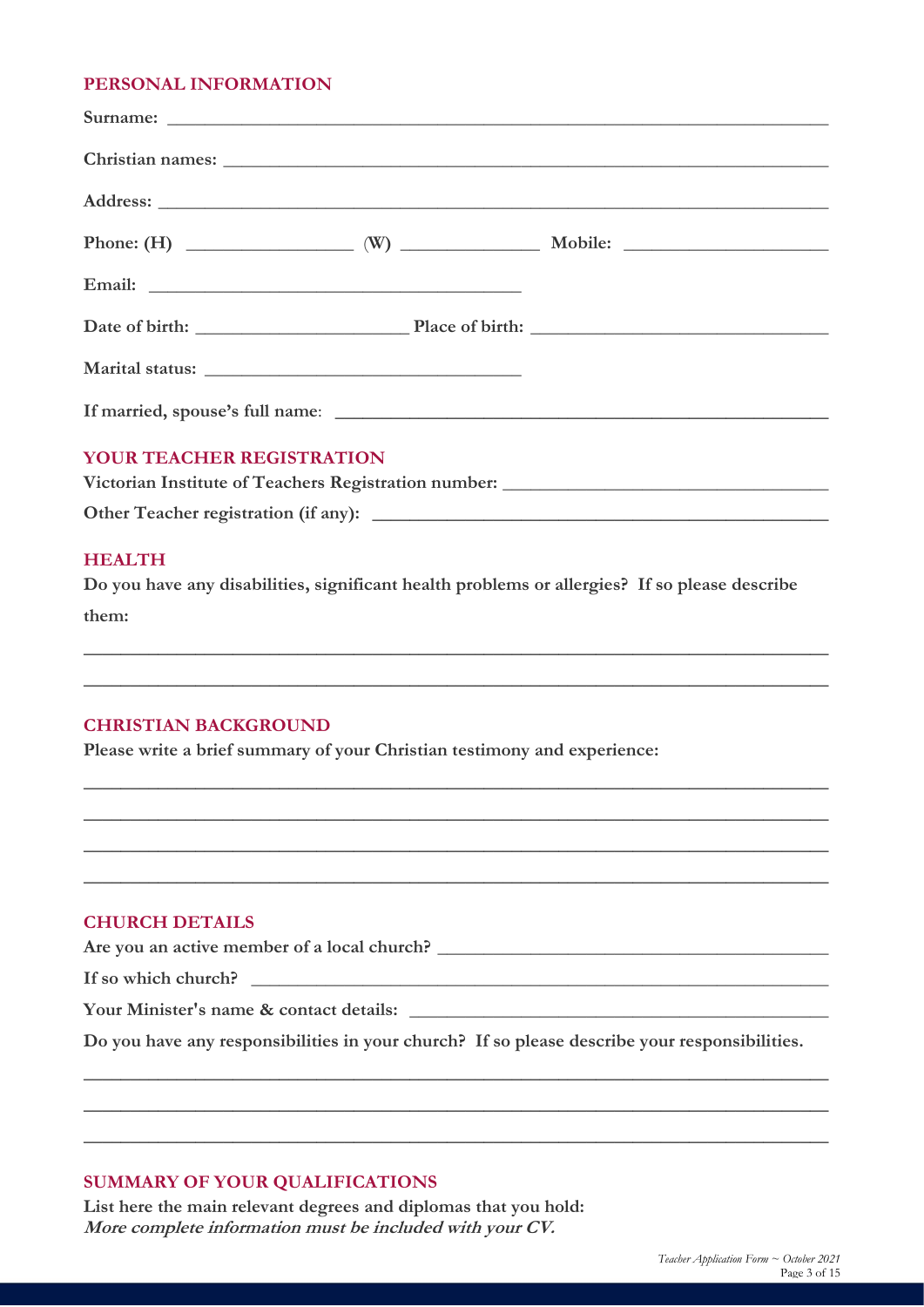## PERSONAL INFORMATION

**Surname:** ______________________________________________________________

**Christian names:** _________________________________________________________

**Address:** ______________________________________________________________

**Phone: (H)** ________________ (W) ______________ **Mobile:** ____________________

**Email:** ______________________________________

**Date of birth:** _____________________ **Place of birth:** ____________________________

**Marital status:** ________________________________

**If married, spouse's full name**: _____________________________________________

## YOUR TEACHER REGISTRATION

**Victorian Institute of Teachers Registration number:** _____________________________

**Other Teacher registration (if any):** ___________________________________________

## HEALTH

**Do you have any disabilities, significant health problems or allergies? If so please describe them:**

______________________________________________________________________

______________________________________________________________________

## CHRISTIAN BACKGROUND

**Please write a brief summary of your Christian testimony and experience:**

______________________________________________________________________

______________________________________________________________________

______________________________________________________________________

______________________________________________________________________

## CHURCH DETAILS

**Are you an active member of a local church?** _____________________________________

**If so which church?** _______________________________________________________

**Your Minister's name & contact details:** _________________________________________

**Do you have any responsibilities in your church? If so please describe your responsibilities.**

______________________________________________________________________

______________________________________________________________________

______________________________________________________________________

## SUMMARY OF YOUR QUALIFICATIONS

**List here the main relevant degrees and diplomas that you hold:**
***More complete information must be included with your CV.***

*Teacher Application Form ~ October 2021*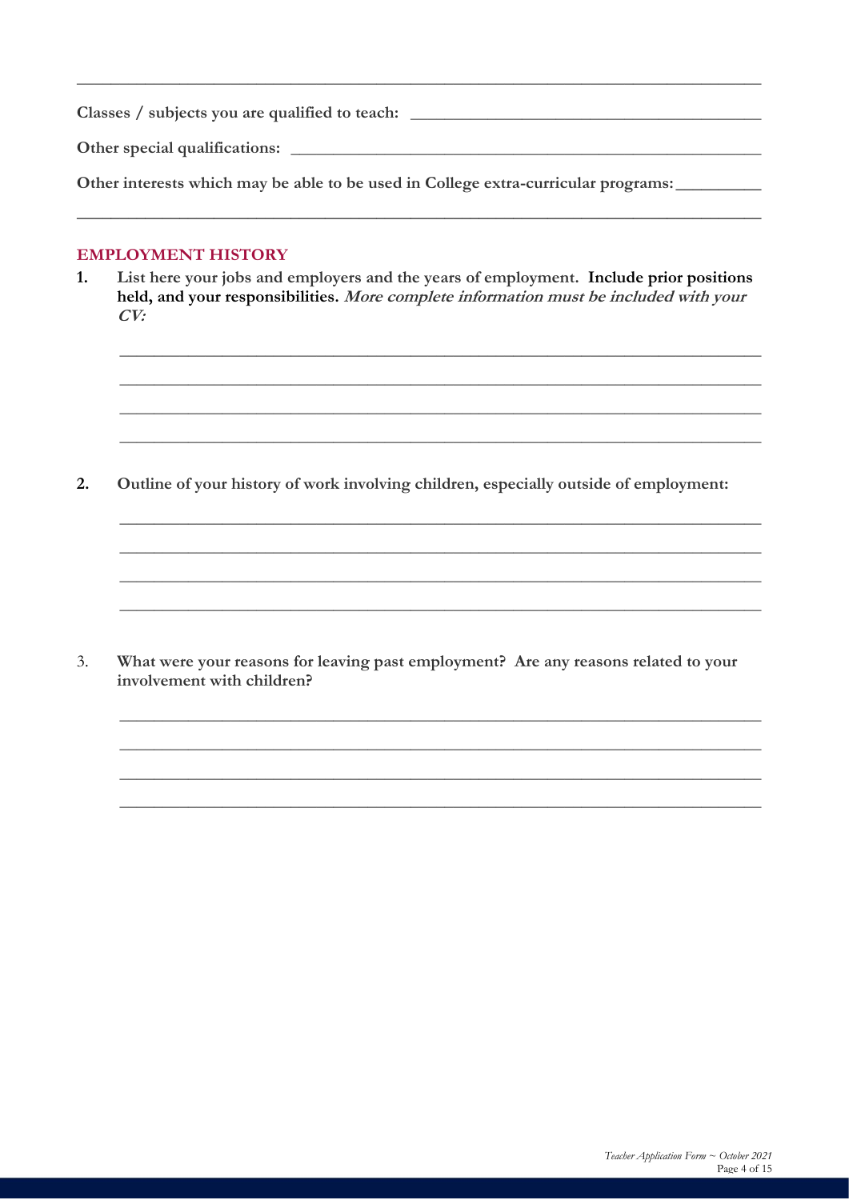---

**Classes / subjects you are qualified to teach:** ________________________________________

**Other special qualifications:** ________________________________________________

**Other interests which may be able to be used in College extra-curricular programs:** __________

________________________________________________________________________________

## EMPLOYMENT HISTORY

1. List here your jobs and employers and the years of employment. **Include prior positions held, and your responsibilities.** ***More complete information must be included with your CV:***

   ________________________________________________________________________

   ________________________________________________________________________

   ________________________________________________________________________

   ________________________________________________________________________

2. **Outline of your history of work involving children, especially outside of employment:**

   ________________________________________________________________________

   ________________________________________________________________________

   ________________________________________________________________________

   ________________________________________________________________________

3. **What were your reasons for leaving past employment? Are any reasons related to your involvement with children?**

   ________________________________________________________________________

   ________________________________________________________________________

   ________________________________________________________________________

   ________________________________________________________________________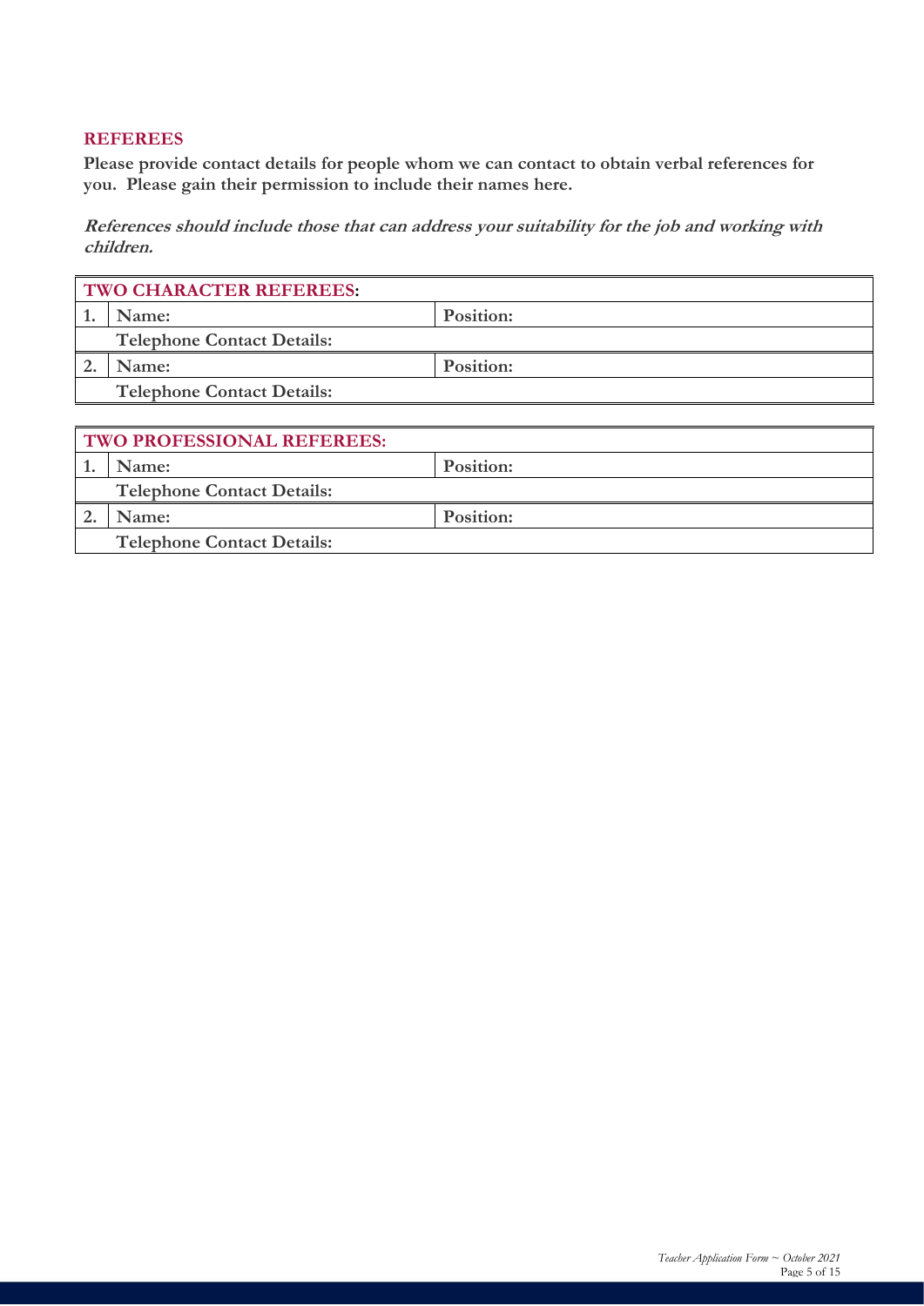## REFEREES

**Please provide contact details for people whom we can contact to obtain verbal references for you. Please gain their permission to include their names here.**

***References should include those that can address your suitability for the job and working with children.***

| **TWO CHARACTER REFEREES:** | | |
|---|---|---|
| **1.** | **Name:** | **Position:** |
| | **Telephone Contact Details:** | |
| **2.** | **Name:** | **Position:** |
| | **Telephone Contact Details:** | |

| **TWO PROFESSIONAL REFEREES:** | | |
|---|---|---|
| **1.** | **Name:** | **Position:** |
| | **Telephone Contact Details:** | |
| **2.** | **Name:** | **Position:** |
| | **Telephone Contact Details:** | |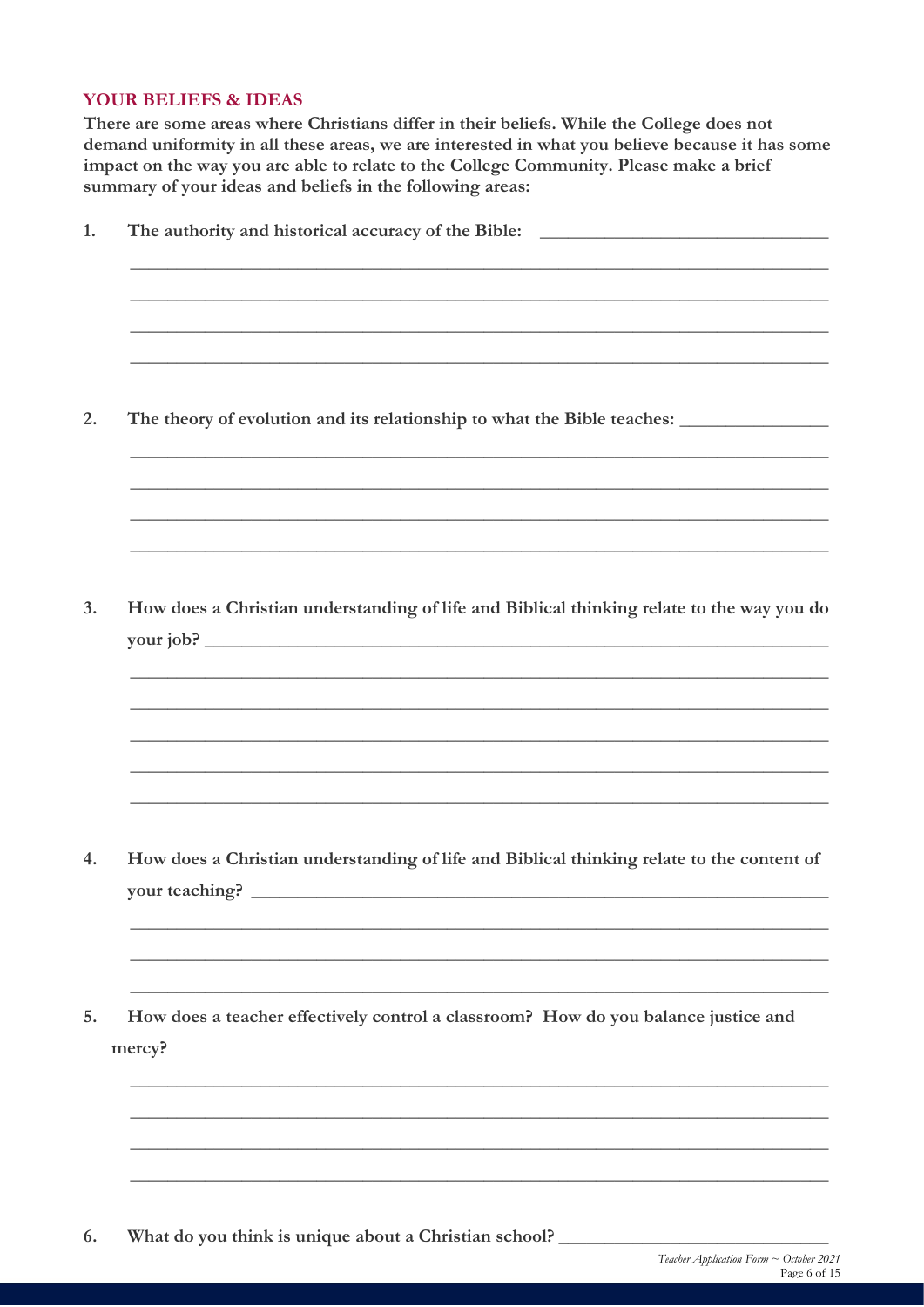## YOUR BELIEFS & IDEAS

**There are some areas where Christians differ in their beliefs. While the College does not demand uniformity in all these areas, we are interested in what you believe because it has some impact on the way you are able to relate to the College Community. Please make a brief summary of your ideas and beliefs in the following areas:**

1. **The authority and historical accuracy of the Bible:** _______________________________

   ________________________________________________________________________________

   ________________________________________________________________________________

   ________________________________________________________________________________

   ________________________________________________________________________________

2. **The theory of evolution and its relationship to what the Bible teaches:** _______________

   ________________________________________________________________________________

   ________________________________________________________________________________

   ________________________________________________________________________________

   ________________________________________________________________________________

3. **How does a Christian understanding of life and Biblical thinking relate to the way you do your job?** ____________________________________________________________________

   ________________________________________________________________________________

   ________________________________________________________________________________

   ________________________________________________________________________________

   ________________________________________________________________________________

   ________________________________________________________________________________

4. **How does a Christian understanding of life and Biblical thinking relate to the content of your teaching?** ______________________________________________________________

   ________________________________________________________________________________

   ________________________________________________________________________________

   ________________________________________________________________________________

5. **How does a teacher effectively control a classroom? How do you balance justice and mercy?**

   ________________________________________________________________________________

   ________________________________________________________________________________

   ________________________________________________________________________________

   ________________________________________________________________________________

6. **What do you think is unique about a Christian school?** ______________________________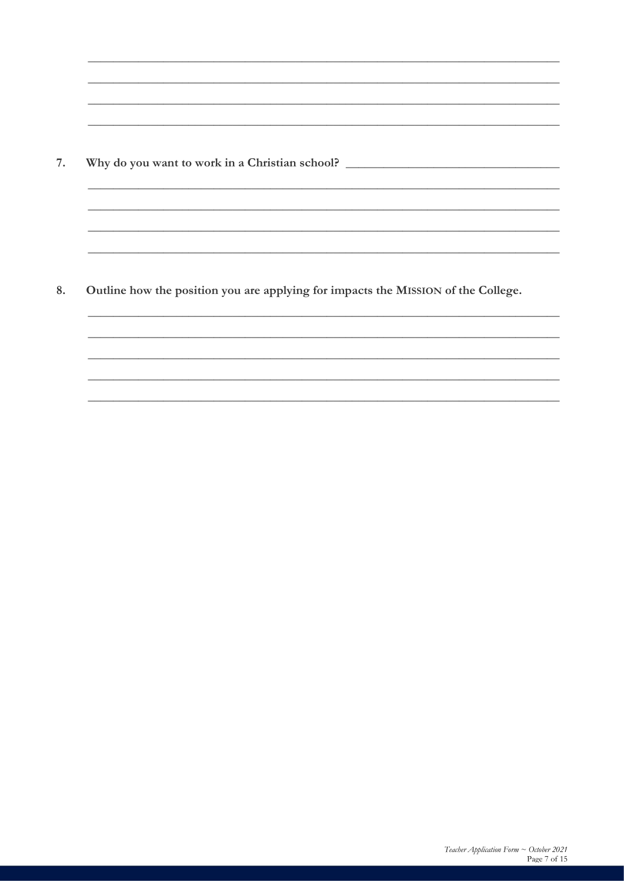7. **Why do you want to work in a Christian school?**

8. **Outline how the position you are applying for impacts the MISSION of the College.**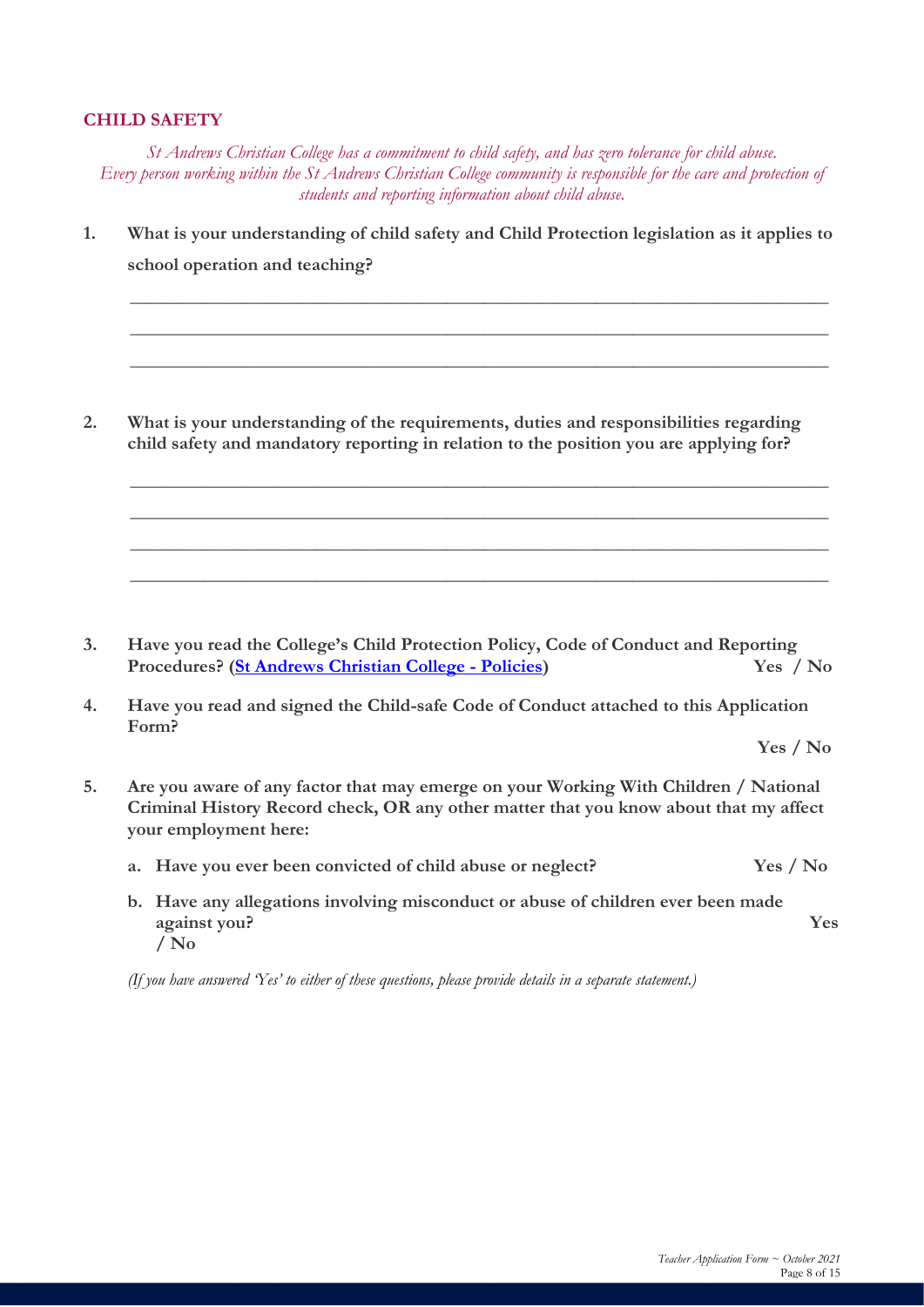## CHILD SAFETY

*St Andrews Christian College has a commitment to child safety, and has zero tolerance for child abuse. Every person working within the St Andrews Christian College community is responsible for the care and protection of students and reporting information about child abuse.*

1. **What is your understanding of child safety and Child Protection legislation as it applies to school operation and teaching?**

   ________________________________________________________________________________

   ________________________________________________________________________________

   ________________________________________________________________________________

2. **What is your understanding of the requirements, duties and responsibilities regarding child safety and mandatory reporting in relation to the position you are applying for?**

   ________________________________________________________________________________

   ________________________________________________________________________________

   ________________________________________________________________________________

   ________________________________________________________________________________

3. **Have you read the College's Child Protection Policy, Code of Conduct and Reporting Procedures? ([St Andrews Christian College - Policies]) Yes / No**

4. **Have you read and signed the Child-safe Code of Conduct attached to this Application Form?**

   **Yes / No**

5. **Are you aware of any factor that may emerge on your Working With Children / National Criminal History Record check, OR any other matter that you know about that my affect your employment here:**

   a. **Have you ever been convicted of child abuse or neglect? Yes / No**

   b. **Have any allegations involving misconduct or abuse of children ever been made against you? Yes / No**

   *(If you have answered 'Yes' to either of these questions, please provide details in a separate statement.)*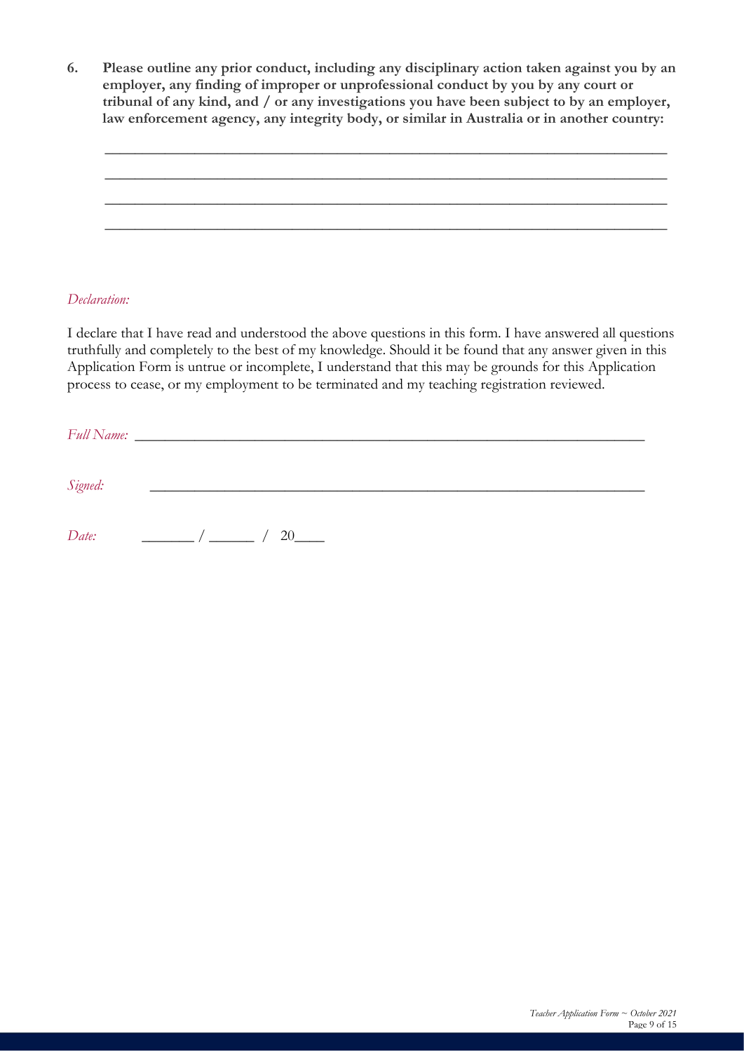6. **Please outline any prior conduct, including any disciplinary action taken against you by an employer, any finding of improper or unprofessional conduct by you by any court or tribunal of any kind, and / or any investigations you have been subject to by an employer, law enforcement agency, any integrity body, or similar in Australia or in another country:**

_______________________________________________________________________________

_______________________________________________________________________________

_______________________________________________________________________________

_______________________________________________________________________________

*Declaration:*

I declare that I have read and understood the above questions in this form. I have answered all questions truthfully and completely to the best of my knowledge. Should it be found that any answer given in this Application Form is untrue or incomplete, I understand that this may be grounds for this Application process to cease, or my employment to be terminated and my teaching registration reviewed.

*Full Name:* ______________________________________________________________

*Signed:* ______________________________________________________________

*Date:* _______ / ______ / 20____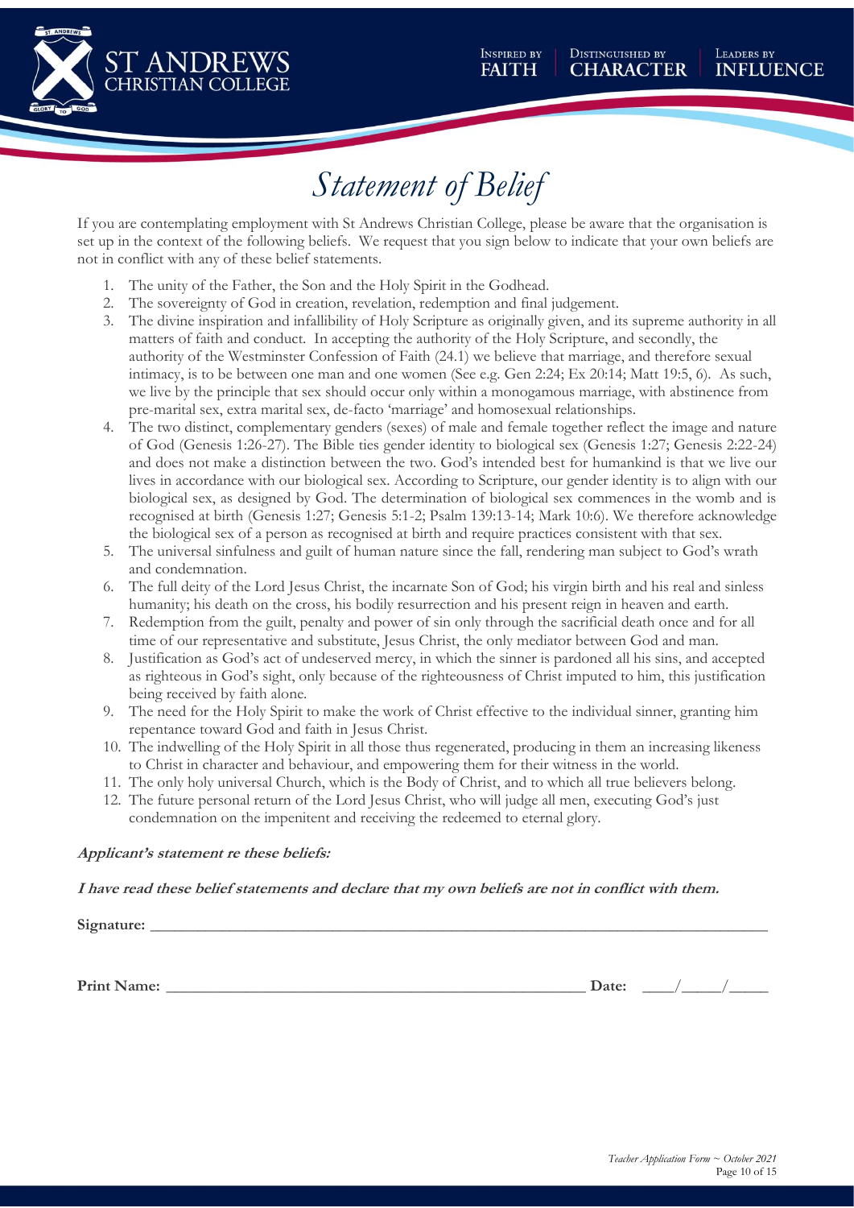# Statement of Belief

If you are contemplating employment with St Andrews Christian College, please be aware that the organisation is set up in the context of the following beliefs. We request that you sign below to indicate that your own beliefs are not in conflict with any of these belief statements.

1. The unity of the Father, the Son and the Holy Spirit in the Godhead.
2. The sovereignty of God in creation, revelation, redemption and final judgement.
3. The divine inspiration and infallibility of Holy Scripture as originally given, and its supreme authority in all matters of faith and conduct. In accepting the authority of the Holy Scripture, and secondly, the authority of the Westminster Confession of Faith (24.1) we believe that marriage, and therefore sexual intimacy, is to be between one man and one women (See e.g. Gen 2:24; Ex 20:14; Matt 19:5, 6). As such, we live by the principle that sex should occur only within a monogamous marriage, with abstinence from pre-marital sex, extra marital sex, de-facto 'marriage' and homosexual relationships.
4. The two distinct, complementary genders (sexes) of male and female together reflect the image and nature of God (Genesis 1:26-27). The Bible ties gender identity to biological sex (Genesis 1:27; Genesis 2:22-24) and does not make a distinction between the two. God's intended best for humankind is that we live our lives in accordance with our biological sex. According to Scripture, our gender identity is to align with our biological sex, as designed by God. The determination of biological sex commences in the womb and is recognised at birth (Genesis 1:27; Genesis 5:1-2; Psalm 139:13-14; Mark 10:6). We therefore acknowledge the biological sex of a person as recognised at birth and require practices consistent with that sex.
5. The universal sinfulness and guilt of human nature since the fall, rendering man subject to God's wrath and condemnation.
6. The full deity of the Lord Jesus Christ, the incarnate Son of God; his virgin birth and his real and sinless humanity; his death on the cross, his bodily resurrection and his present reign in heaven and earth.
7. Redemption from the guilt, penalty and power of sin only through the sacrificial death once and for all time of our representative and substitute, Jesus Christ, the only mediator between God and man.
8. Justification as God's act of undeserved mercy, in which the sinner is pardoned all his sins, and accepted as righteous in God's sight, only because of the righteousness of Christ imputed to him, this justification being received by faith alone.
9. The need for the Holy Spirit to make the work of Christ effective to the individual sinner, granting him repentance toward God and faith in Jesus Christ.
10. The indwelling of the Holy Spirit in all those thus regenerated, producing in them an increasing likeness to Christ in character and behaviour, and empowering them for their witness in the world.
11. The only holy universal Church, which is the Body of Christ, and to which all true believers belong.
12. The future personal return of the Lord Jesus Christ, who will judge all men, executing God's just condemnation on the impenitent and receiving the redeemed to eternal glory.

***Applicant's statement re these beliefs:***

***I have read these belief statements and declare that my own beliefs are not in conflict with them.***

**Signature:** ______________________________________________________________________________

**Print Name:** ___________________________________________________ **Date:** ____/_____/_____

*Teacher Application Form ~ October 2021*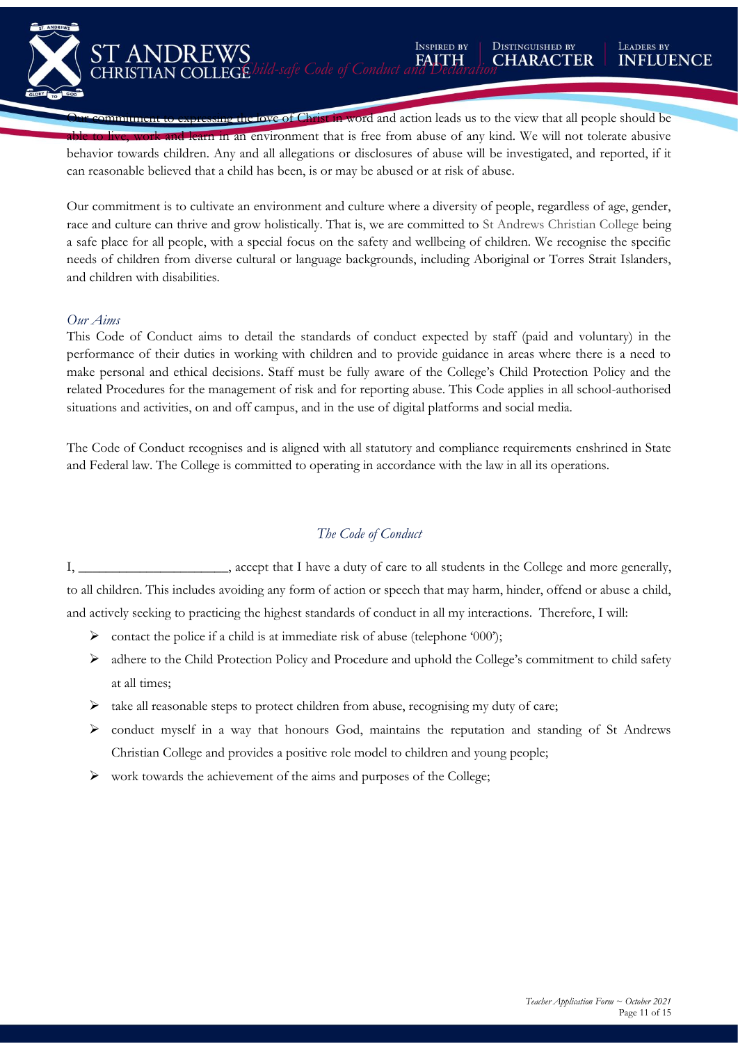Our commitment to expressing the love of Christ in word and action leads us to the view that all people should be able to live, work and learn in an environment that is free from abuse of any kind. We will not tolerate abusive behavior towards children. Any and all allegations or disclosures of abuse will be investigated, and reported, if it can reasonable believed that a child has been, is or may be abused or at risk of abuse.

Our commitment is to cultivate an environment and culture where a diversity of people, regardless of age, gender, race and culture can thrive and grow holistically. That is, we are committed to St Andrews Christian College being a safe place for all people, with a special focus on the safety and wellbeing of children. We recognise the specific needs of children from diverse cultural or language backgrounds, including Aboriginal or Torres Strait Islanders, and children with disabilities.

### *Our Aims*

This Code of Conduct aims to detail the standards of conduct expected by staff (paid and voluntary) in the performance of their duties in working with children and to provide guidance in areas where there is a need to make personal and ethical decisions. Staff must be fully aware of the College's Child Protection Policy and the related Procedures for the management of risk and for reporting abuse. This Code applies in all school-authorised situations and activities, on and off campus, and in the use of digital platforms and social media.

The Code of Conduct recognises and is aligned with all statutory and compliance requirements enshrined in State and Federal law. The College is committed to operating in accordance with the law in all its operations.

## *The Code of Conduct*

I, ______________________, accept that I have a duty of care to all students in the College and more generally, to all children. This includes avoiding any form of action or speech that may harm, hinder, offend or abuse a child, and actively seeking to practicing the highest standards of conduct in all my interactions. Therefore, I will:

- contact the police if a child is at immediate risk of abuse (telephone '000');
- adhere to the Child Protection Policy and Procedure and uphold the College's commitment to child safety at all times;
- take all reasonable steps to protect children from abuse, recognising my duty of care;
- conduct myself in a way that honours God, maintains the reputation and standing of St Andrews Christian College and provides a positive role model to children and young people;
- work towards the achievement of the aims and purposes of the College;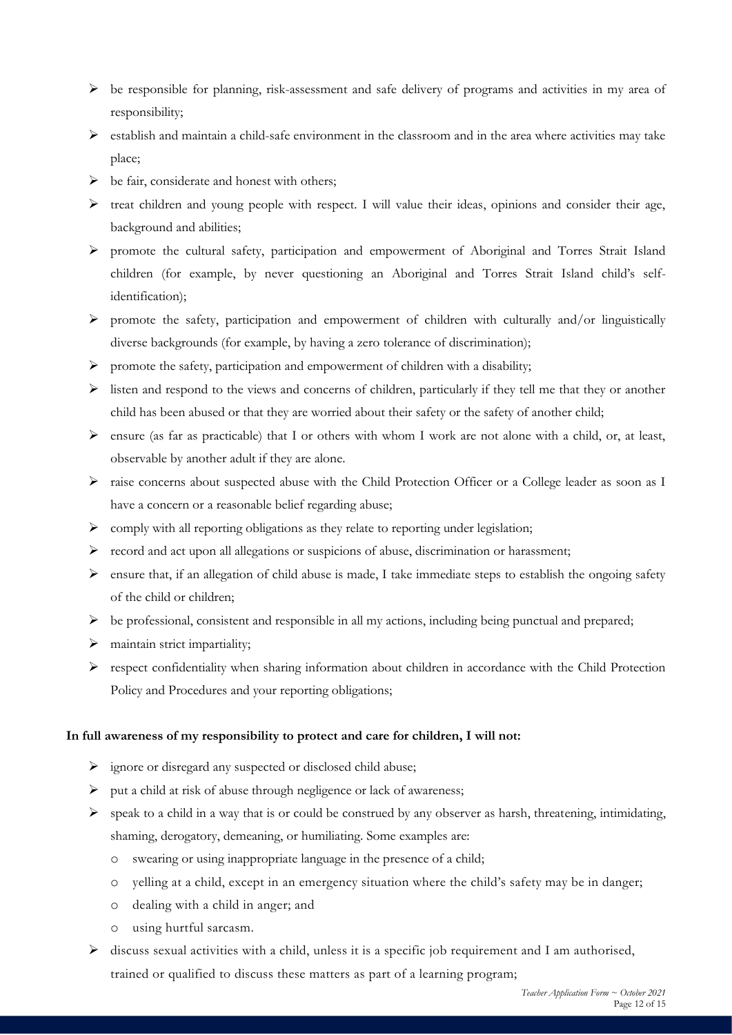- be responsible for planning, risk-assessment and safe delivery of programs and activities in my area of responsibility;
- establish and maintain a child-safe environment in the classroom and in the area where activities may take place;
- be fair, considerate and honest with others;
- treat children and young people with respect. I will value their ideas, opinions and consider their age, background and abilities;
- promote the cultural safety, participation and empowerment of Aboriginal and Torres Strait Island children (for example, by never questioning an Aboriginal and Torres Strait Island child's self-identification);
- promote the safety, participation and empowerment of children with culturally and/or linguistically diverse backgrounds (for example, by having a zero tolerance of discrimination);
- promote the safety, participation and empowerment of children with a disability;
- listen and respond to the views and concerns of children, particularly if they tell me that they or another child has been abused or that they are worried about their safety or the safety of another child;
- ensure (as far as practicable) that I or others with whom I work are not alone with a child, or, at least, observable by another adult if they are alone.
- raise concerns about suspected abuse with the Child Protection Officer or a College leader as soon as I have a concern or a reasonable belief regarding abuse;
- comply with all reporting obligations as they relate to reporting under legislation;
- record and act upon all allegations or suspicions of abuse, discrimination or harassment;
- ensure that, if an allegation of child abuse is made, I take immediate steps to establish the ongoing safety of the child or children;
- be professional, consistent and responsible in all my actions, including being punctual and prepared;
- maintain strict impartiality;
- respect confidentiality when sharing information about children in accordance with the Child Protection Policy and Procedures and your reporting obligations;

**In full awareness of my responsibility to protect and care for children, I will not:**

- ignore or disregard any suspected or disclosed child abuse;
- put a child at risk of abuse through negligence or lack of awareness;
- speak to a child in a way that is or could be construed by any observer as harsh, threatening, intimidating, shaming, derogatory, demeaning, or humiliating. Some examples are:
  - swearing or using inappropriate language in the presence of a child;
  - yelling at a child, except in an emergency situation where the child's safety may be in danger;
  - dealing with a child in anger; and
  - using hurtful sarcasm.
- discuss sexual activities with a child, unless it is a specific job requirement and I am authorised, trained or qualified to discuss these matters as part of a learning program;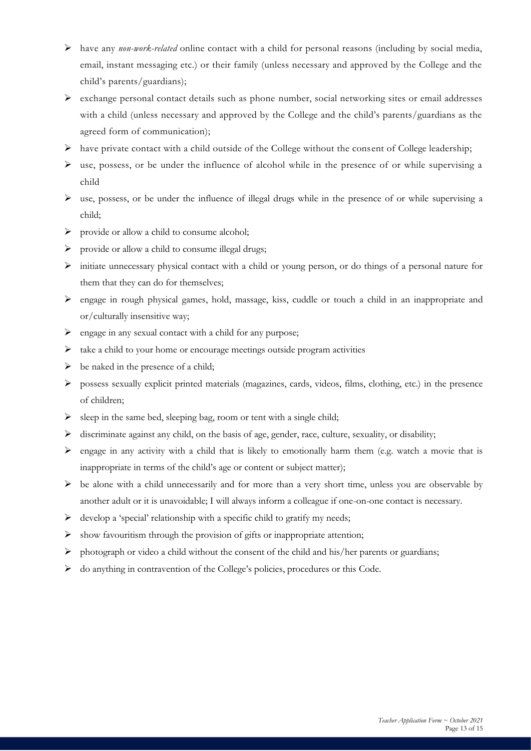- have any *non-work-related* online contact with a child for personal reasons (including by social media, email, instant messaging etc.) or their family (unless necessary and approved by the College and the child's parents/guardians);
- exchange personal contact details such as phone number, social networking sites or email addresses with a child (unless necessary and approved by the College and the child's parents/guardians as the agreed form of communication);
- have private contact with a child outside of the College without the consent of College leadership;
- use, possess, or be under the influence of alcohol while in the presence of or while supervising a child
- use, possess, or be under the influence of illegal drugs while in the presence of or while supervising a child;
- provide or allow a child to consume alcohol;
- provide or allow a child to consume illegal drugs;
- initiate unnecessary physical contact with a child or young person, or do things of a personal nature for them that they can do for themselves;
- engage in rough physical games, hold, massage, kiss, cuddle or touch a child in an inappropriate and or/culturally insensitive way;
- engage in any sexual contact with a child for any purpose;
- take a child to your home or encourage meetings outside program activities
- be naked in the presence of a child;
- possess sexually explicit printed materials (magazines, cards, videos, films, clothing, etc.) in the presence of children;
- sleep in the same bed, sleeping bag, room or tent with a single child;
- discriminate against any child, on the basis of age, gender, race, culture, sexuality, or disability;
- engage in any activity with a child that is likely to emotionally harm them (e.g. watch a movie that is inappropriate in terms of the child's age or content or subject matter);
- be alone with a child unnecessarily and for more than a very short time, unless you are observable by another adult or it is unavoidable; I will always inform a colleague if one-on-one contact is necessary.
- develop a 'special' relationship with a specific child to gratify my needs;
- show favouritism through the provision of gifts or inappropriate attention;
- photograph or video a child without the consent of the child and his/her parents or guardians;
- do anything in contravention of the College's policies, procedures or this Code.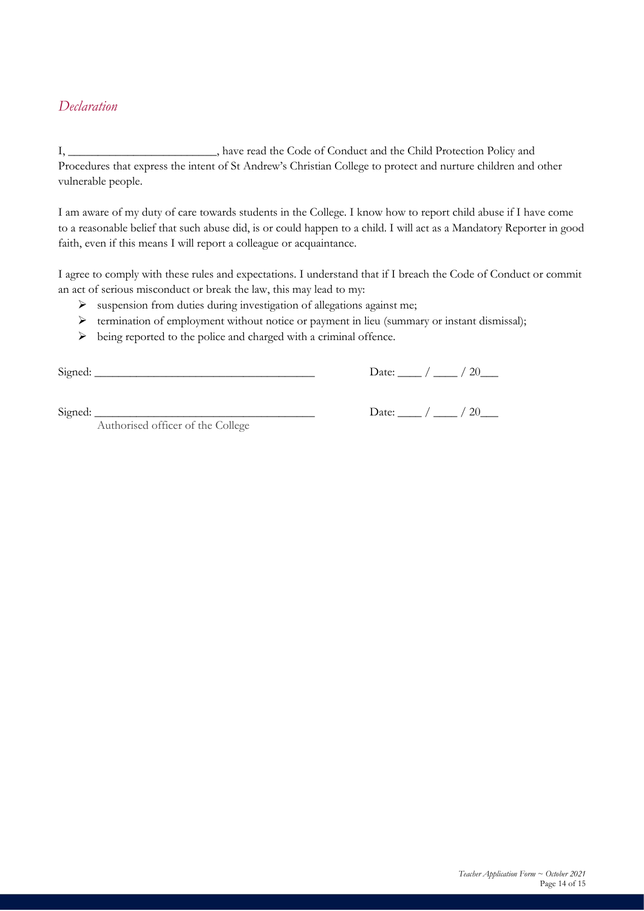## *Declaration*

I, _________________________, have read the Code of Conduct and the Child Protection Policy and Procedures that express the intent of St Andrew's Christian College to protect and nurture children and other vulnerable people.

I am aware of my duty of care towards students in the College. I know how to report child abuse if I have come to a reasonable belief that such abuse did, is or could happen to a child. I will act as a Mandatory Reporter in good faith, even if this means I will report a colleague or acquaintance.

I agree to comply with these rules and expectations. I understand that if I breach the Code of Conduct or commit an act of serious misconduct or break the law, this may lead to my:

- suspension from duties during investigation of allegations against me;
- termination of employment without notice or payment in lieu (summary or instant dismissal);
- being reported to the police and charged with a criminal offence.

Signed: _____________________________________ Date: ____ / ____ / 20___

Signed: _____________________________________ Date: ____ / ____ / 20___
Authorised officer of the College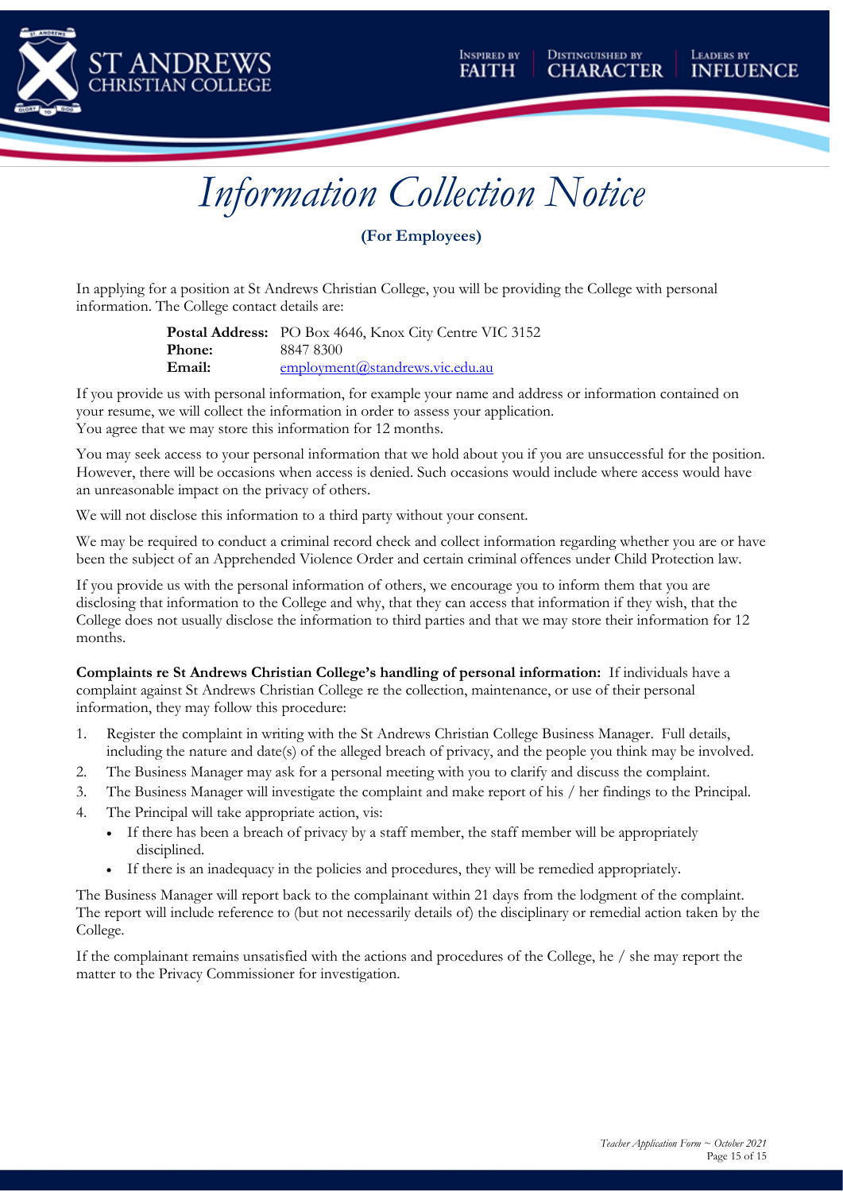# *Information Collection Notice*

**(For Employees)**

In applying for a position at St Andrews Christian College, you will be providing the College with personal information. The College contact details are:

| | |
|---|---|
| **Postal Address:** | PO Box 4646, Knox City Centre VIC 3152 |
| **Phone:** | 8847 8300 |
| **Email:** | employment@standrews.vic.edu.au |

If you provide us with personal information, for example your name and address or information contained on your resume, we will collect the information in order to assess your application.
You agree that we may store this information for 12 months.

You may seek access to your personal information that we hold about you if you are unsuccessful for the position. However, there will be occasions when access is denied. Such occasions would include where access would have an unreasonable impact on the privacy of others.

We will not disclose this information to a third party without your consent.

We may be required to conduct a criminal record check and collect information regarding whether you are or have been the subject of an Apprehended Violence Order and certain criminal offences under Child Protection law.

If you provide us with the personal information of others, we encourage you to inform them that you are disclosing that information to the College and why, that they can access that information if they wish, that the College does not usually disclose the information to third parties and that we may store their information for 12 months.

**Complaints re St Andrews Christian College's handling of personal information:** If individuals have a complaint against St Andrews Christian College re the collection, maintenance, or use of their personal information, they may follow this procedure:

1. Register the complaint in writing with the St Andrews Christian College Business Manager. Full details, including the nature and date(s) of the alleged breach of privacy, and the people you think may be involved.
2. The Business Manager may ask for a personal meeting with you to clarify and discuss the complaint.
3. The Business Manager will investigate the complaint and make report of his / her findings to the Principal.
4. The Principal will take appropriate action, vis:
   - If there has been a breach of privacy by a staff member, the staff member will be appropriately disciplined.
   - If there is an inadequacy in the policies and procedures, they will be remedied appropriately.

The Business Manager will report back to the complainant within 21 days from the lodgment of the complaint. The report will include reference to (but not necessarily details of) the disciplinary or remedial action taken by the College.

If the complainant remains unsatisfied with the actions and procedures of the College, he / she may report the matter to the Privacy Commissioner for investigation.